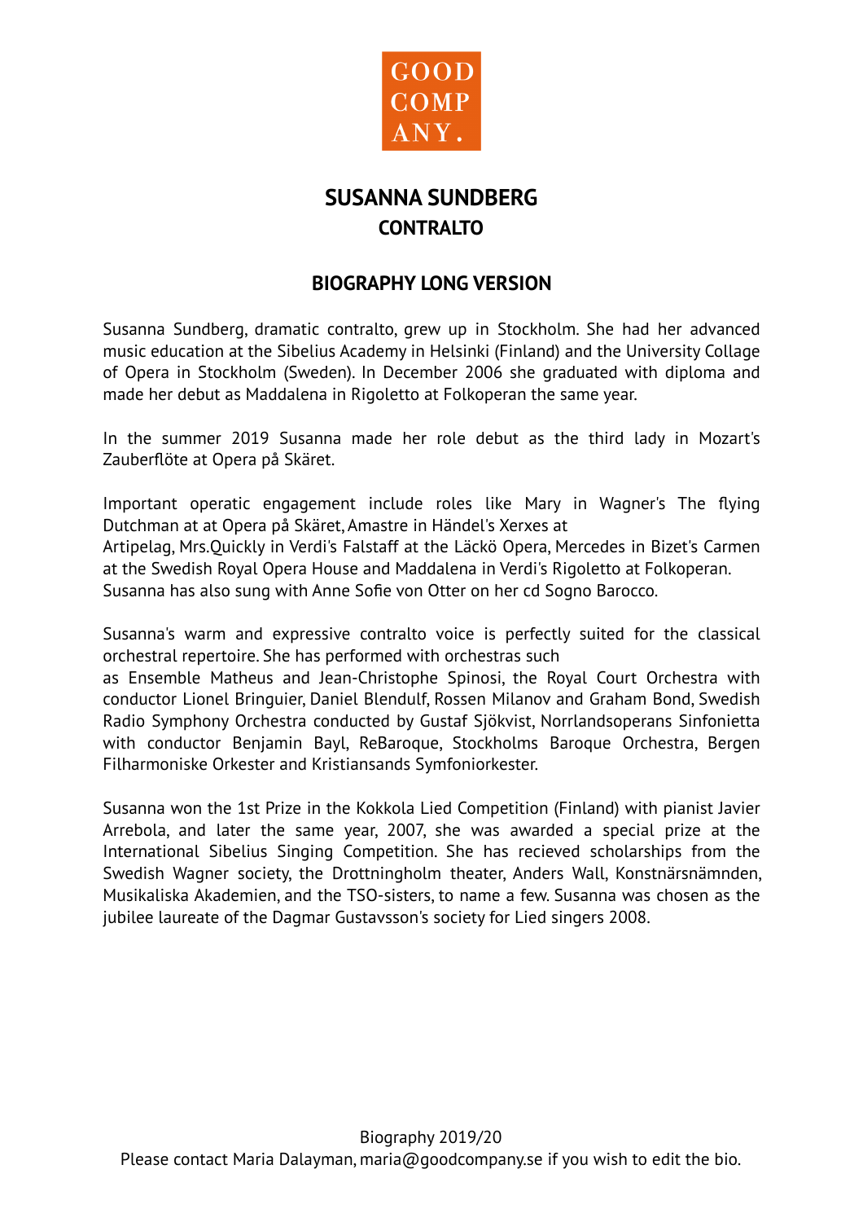GOOD COMP ANY.

# SUSANNA SUNDBERG
## CONTRALTO

## BIOGRAPHY LONG VERSION

Susanna Sundberg, dramatic contralto, grew up in Stockholm. She had her advanced music education at the Sibelius Academy in Helsinki (Finland) and the University Collage of Opera in Stockholm (Sweden). In December 2006 she graduated with diploma and made her debut as Maddalena in Rigoletto at Folkoperan the same year.

In the summer 2019 Susanna made her role debut as the third lady in Mozart's Zauberflöte at Opera på Skäret.

Important operatic engagement include roles like Mary in Wagner's The flying Dutchman at at Opera på Skäret, Amastre in Händel's Xerxes at Artipelag, Mrs.Quickly in Verdi's Falstaff at the Läckö Opera, Mercedes in Bizet's Carmen at the Swedish Royal Opera House and Maddalena in Verdi's Rigoletto at Folkoperan. Susanna has also sung with Anne Sofie von Otter on her cd Sogno Barocco.

Susanna's warm and expressive contralto voice is perfectly suited for the classical orchestral repertoire. She has performed with orchestras such as Ensemble Matheus and Jean-Christophe Spinosi, the Royal Court Orchestra with conductor Lionel Bringuier, Daniel Blendulf, Rossen Milanov and Graham Bond, Swedish Radio Symphony Orchestra conducted by Gustaf Sjökvist, Norrlandsoperans Sinfonietta with conductor Benjamin Bayl, ReBaroque, Stockholms Baroque Orchestra, Bergen Filharmoniske Orkester and Kristiansands Symfoniorkester.

Susanna won the 1st Prize in the Kokkola Lied Competition (Finland) with pianist Javier Arrebola, and later the same year, 2007, she was awarded a special prize at the International Sibelius Singing Competition. She has recieved scholarships from the Swedish Wagner society, the Drottningholm theater, Anders Wall, Konstnärsnämnden, Musikaliska Akademien, and the TSO-sisters, to name a few. Susanna was chosen as the jubilee laureate of the Dagmar Gustavsson's society for Lied singers 2008.

Biography 2019/20
Please contact Maria Dalayman, maria@goodcompany.se if you wish to edit the bio.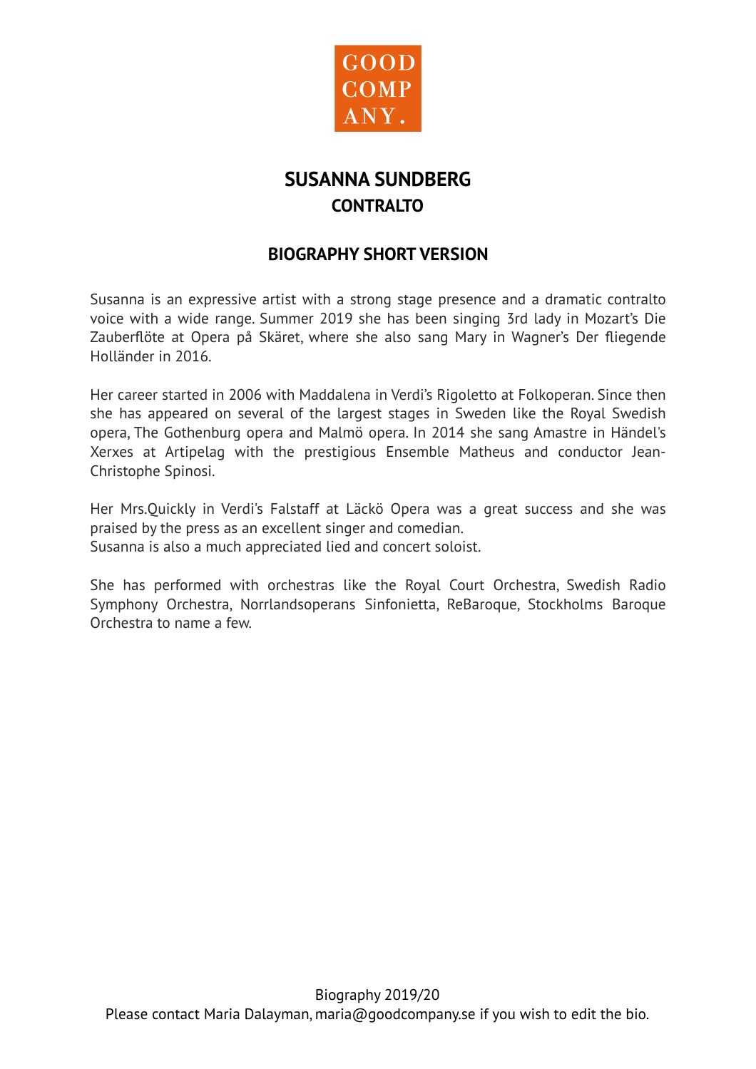GOOD COMP ANY.

# SUSANNA SUNDBERG

## CONTRALTO

## BIOGRAPHY SHORT VERSION

Susanna is an expressive artist with a strong stage presence and a dramatic contralto voice with a wide range. Summer 2019 she has been singing 3rd lady in Mozart's Die Zauberflöte at Opera på Skäret, where she also sang Mary in Wagner's Der fliegende Holländer in 2016.

Her career started in 2006 with Maddalena in Verdi's Rigoletto at Folkoperan. Since then she has appeared on several of the largest stages in Sweden like the Royal Swedish opera, The Gothenburg opera and Malmö opera. In 2014 she sang Amastre in Händel's Xerxes at Artipelag with the prestigious Ensemble Matheus and conductor Jean-Christophe Spinosi.

Her Mrs.Quickly in Verdi's Falstaff at Läckö Opera was a great success and she was praised by the press as an excellent singer and comedian.
Susanna is also a much appreciated lied and concert soloist.

She has performed with orchestras like the Royal Court Orchestra, Swedish Radio Symphony Orchestra, Norrlandsoperans Sinfonietta, ReBaroque, Stockholms Baroque Orchestra to name a few.

Biography 2019/20
Please contact Maria Dalayman, maria@goodcompany.se if you wish to edit the bio.